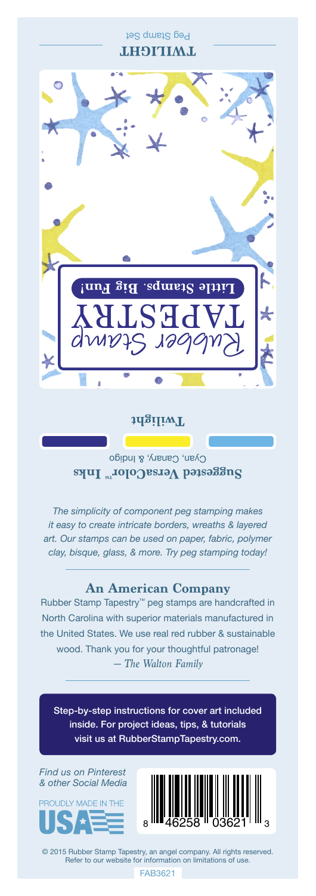TWILIGHT

Peg Stamp Set

Rubber Stamp
TAPESTRY
Little Stamps. Big Fun!

Twilight

**Suggested VersaColor™ Inks**

Cyan, Canary, & Indigo

*The simplicity of component peg stamping makes it easy to create intricate borders, wreaths & layered art. Our stamps can be used on paper, fabric, polymer clay, bisque, glass, & more. Try peg stamping today!*

## An American Company

Rubber Stamp Tapestry™ peg stamps are handcrafted in North Carolina with superior materials manufactured in the United States. We use real red rubber & sustainable wood. Thank you for your thoughtful patronage!
*— The Walton Family*

Step-by-step instructions for cover art included inside. For project ideas, tips, & tutorials visit us at RubberStampTapestry.com.

*Find us on Pinterest & other Social Media*

PROUDLY MADE IN THE USA

8 46258 03621 3

© 2015 Rubber Stamp Tapestry, an angel company. All rights reserved. Refer to our website for information on limitations of use.

FAB3621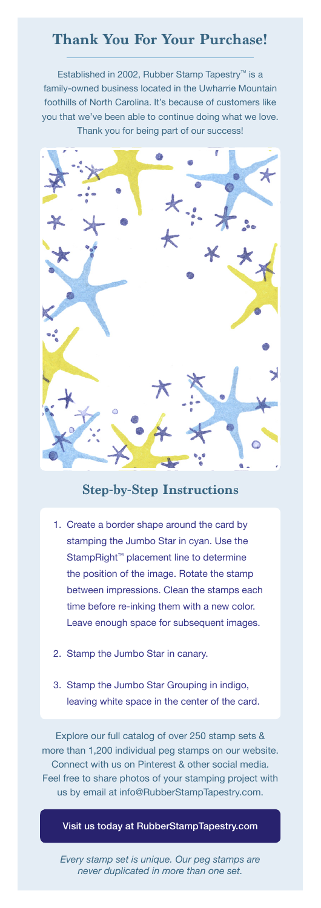## Thank You For Your Purchase!

Established in 2002, Rubber Stamp Tapestry™ is a family-owned business located in the Uwharrie Mountain foothills of North Carolina. It's because of customers like you that we've been able to continue doing what we love. Thank you for being part of our success!

## Step-by-Step Instructions

1. Create a border shape around the card by stamping the Jumbo Star in cyan. Use the StampRight™ placement line to determine the position of the image. Rotate the stamp between impressions. Clean the stamps each time before re-inking them with a new color. Leave enough space for subsequent images.
2. Stamp the Jumbo Star in canary.
3. Stamp the Jumbo Star Grouping in indigo, leaving white space in the center of the card.

Explore our full catalog of over 250 stamp sets & more than 1,200 individual peg stamps on our website. Connect with us on Pinterest & other social media. Feel free to share photos of your stamping project with us by email at info@RubberStampTapestry.com.

**Visit us today at RubberStampTapestry.com**

*Every stamp set is unique. Our peg stamps are never duplicated in more than one set.*